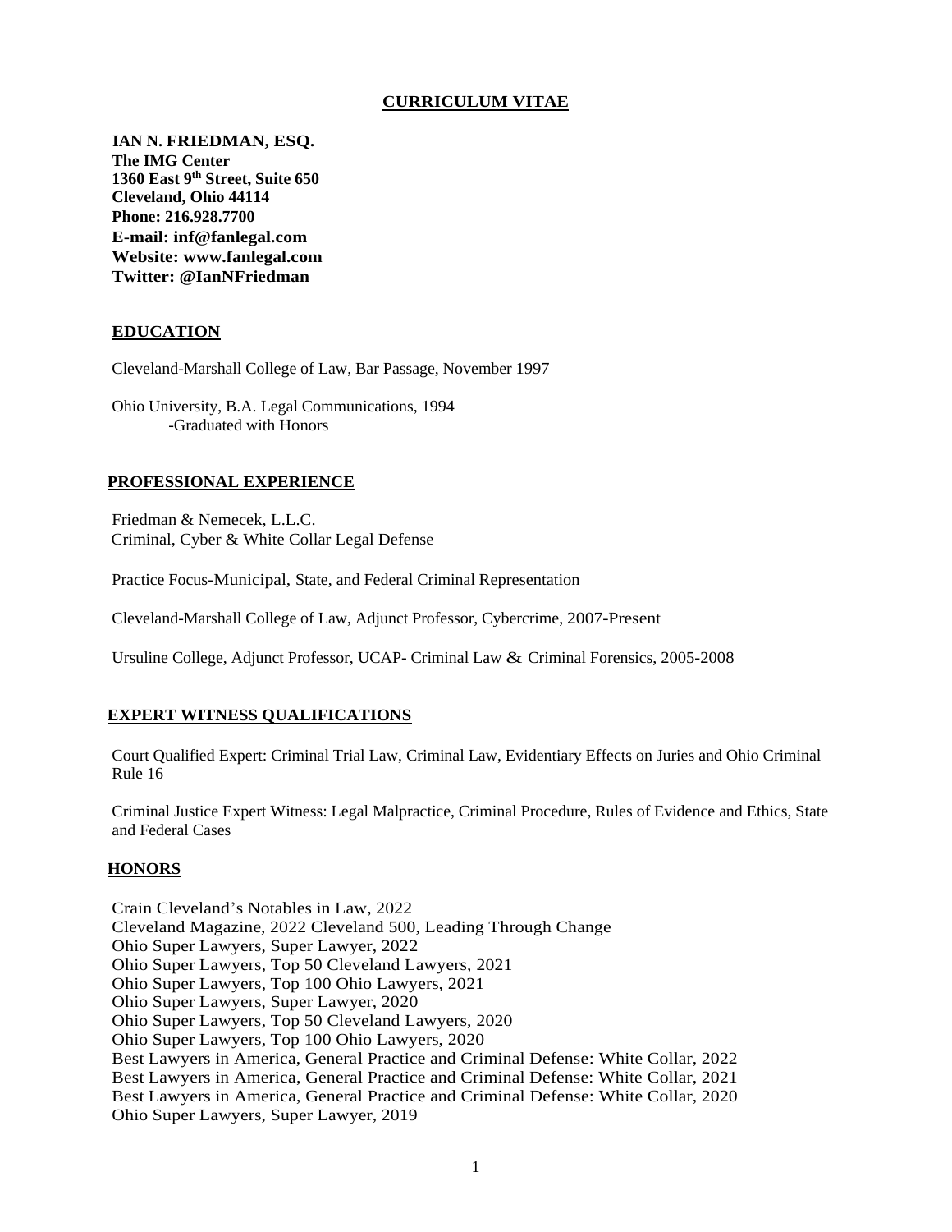# CURRICULUM VITAE

**IAN N. FRIEDMAN, ESQ.**
**The IMG Center**
**1360 East 9th Street, Suite 650**
**Cleveland, Ohio 44114**
**Phone: 216.928.7700**
**E-mail: inf@fanlegal.com**
**Website: www.fanlegal.com**
**Twitter: @IanNFriedman**

## EDUCATION

Cleveland-Marshall College of Law, Bar Passage, November 1997

Ohio University, B.A. Legal Communications, 1994
-Graduated with Honors

## PROFESSIONAL EXPERIENCE

Friedman & Nemecek, L.L.C.
Criminal, Cyber & White Collar Legal Defense

Practice Focus-Municipal, State, and Federal Criminal Representation

Cleveland-Marshall College of Law, Adjunct Professor, Cybercrime, 2007-Present

Ursuline College, Adjunct Professor, UCAP- Criminal Law & Criminal Forensics, 2005-2008

## EXPERT WITNESS QUALIFICATIONS

Court Qualified Expert: Criminal Trial Law, Criminal Law, Evidentiary Effects on Juries and Ohio Criminal Rule 16

Criminal Justice Expert Witness: Legal Malpractice, Criminal Procedure, Rules of Evidence and Ethics, State and Federal Cases

## HONORS

Crain Cleveland's Notables in Law, 2022
Cleveland Magazine, 2022 Cleveland 500, Leading Through Change
Ohio Super Lawyers, Super Lawyer, 2022
Ohio Super Lawyers, Top 50 Cleveland Lawyers, 2021
Ohio Super Lawyers, Top 100 Ohio Lawyers, 2021
Ohio Super Lawyers, Super Lawyer, 2020
Ohio Super Lawyers, Top 50 Cleveland Lawyers, 2020
Ohio Super Lawyers, Top 100 Ohio Lawyers, 2020
Best Lawyers in America, General Practice and Criminal Defense: White Collar, 2022
Best Lawyers in America, General Practice and Criminal Defense: White Collar, 2021
Best Lawyers in America, General Practice and Criminal Defense: White Collar, 2020
Ohio Super Lawyers, Super Lawyer, 2019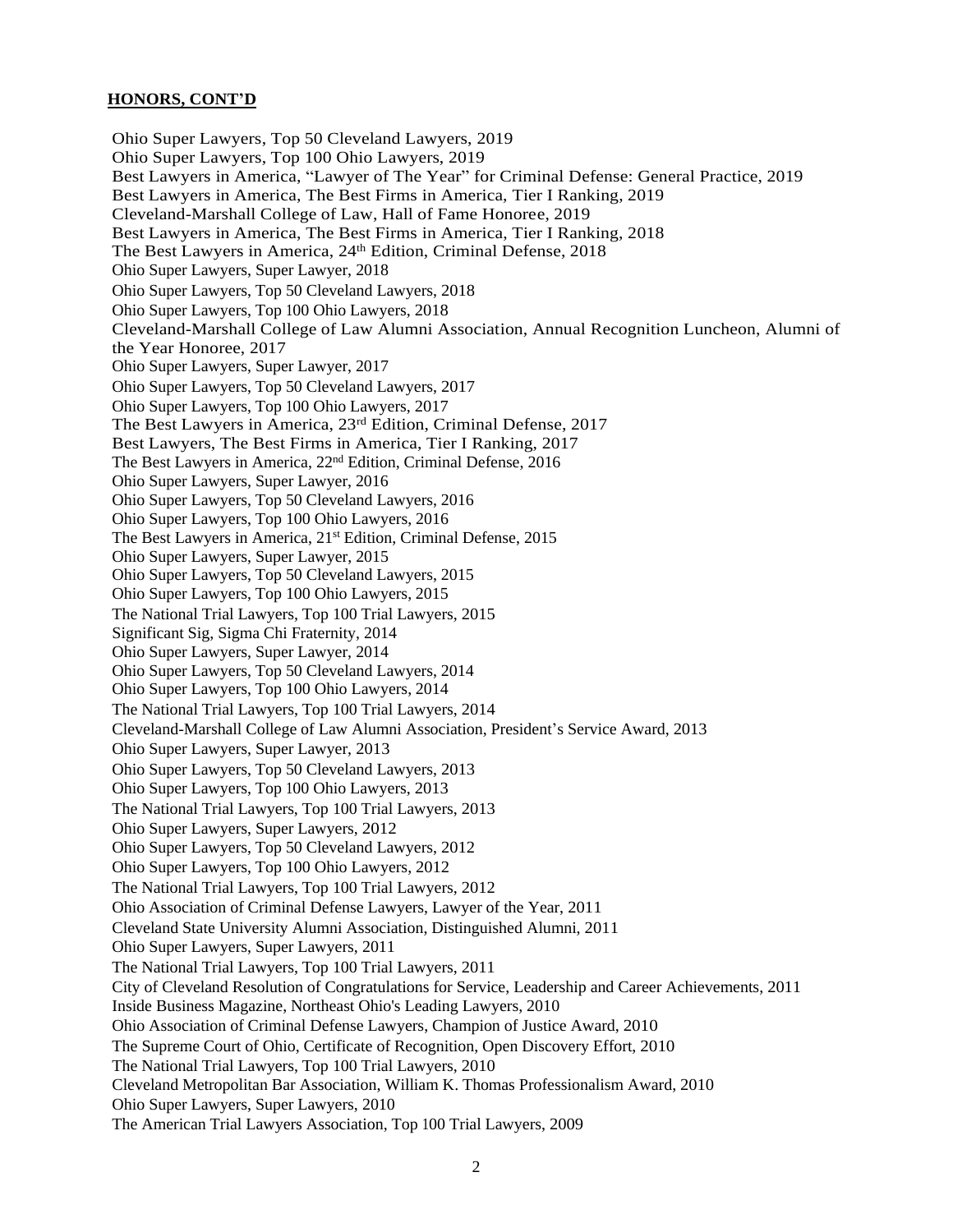**HONORS, CONT'D**

Ohio Super Lawyers, Top 50 Cleveland Lawyers, 2019
Ohio Super Lawyers, Top 100 Ohio Lawyers, 2019
Best Lawyers in America, "Lawyer of The Year" for Criminal Defense: General Practice, 2019
Best Lawyers in America, The Best Firms in America, Tier I Ranking, 2019
Cleveland-Marshall College of Law, Hall of Fame Honoree, 2019
Best Lawyers in America, The Best Firms in America, Tier I Ranking, 2018
The Best Lawyers in America, 24th Edition, Criminal Defense, 2018
Ohio Super Lawyers, Super Lawyer, 2018
Ohio Super Lawyers, Top 50 Cleveland Lawyers, 2018
Ohio Super Lawyers, Top 100 Ohio Lawyers, 2018
Cleveland-Marshall College of Law Alumni Association, Annual Recognition Luncheon, Alumni of the Year Honoree, 2017
Ohio Super Lawyers, Super Lawyer, 2017
Ohio Super Lawyers, Top 50 Cleveland Lawyers, 2017
Ohio Super Lawyers, Top 100 Ohio Lawyers, 2017
The Best Lawyers in America, 23rd Edition, Criminal Defense, 2017
Best Lawyers, The Best Firms in America, Tier I Ranking, 2017
The Best Lawyers in America, 22nd Edition, Criminal Defense, 2016
Ohio Super Lawyers, Super Lawyer, 2016
Ohio Super Lawyers, Top 50 Cleveland Lawyers, 2016
Ohio Super Lawyers, Top 100 Ohio Lawyers, 2016
The Best Lawyers in America, 21st Edition, Criminal Defense, 2015
Ohio Super Lawyers, Super Lawyer, 2015
Ohio Super Lawyers, Top 50 Cleveland Lawyers, 2015
Ohio Super Lawyers, Top 100 Ohio Lawyers, 2015
The National Trial Lawyers, Top 100 Trial Lawyers, 2015
Significant Sig, Sigma Chi Fraternity, 2014
Ohio Super Lawyers, Super Lawyer, 2014
Ohio Super Lawyers, Top 50 Cleveland Lawyers, 2014
Ohio Super Lawyers, Top 100 Ohio Lawyers, 2014
The National Trial Lawyers, Top 100 Trial Lawyers, 2014
Cleveland-Marshall College of Law Alumni Association, President's Service Award, 2013
Ohio Super Lawyers, Super Lawyer, 2013
Ohio Super Lawyers, Top 50 Cleveland Lawyers, 2013
Ohio Super Lawyers, Top 100 Ohio Lawyers, 2013
The National Trial Lawyers, Top 100 Trial Lawyers, 2013
Ohio Super Lawyers, Super Lawyers, 2012
Ohio Super Lawyers, Top 50 Cleveland Lawyers, 2012
Ohio Super Lawyers, Top 100 Ohio Lawyers, 2012
The National Trial Lawyers, Top 100 Trial Lawyers, 2012
Ohio Association of Criminal Defense Lawyers, Lawyer of the Year, 2011
Cleveland State University Alumni Association, Distinguished Alumni, 2011
Ohio Super Lawyers, Super Lawyers, 2011
The National Trial Lawyers, Top 100 Trial Lawyers, 2011
City of Cleveland Resolution of Congratulations for Service, Leadership and Career Achievements, 2011
Inside Business Magazine, Northeast Ohio's Leading Lawyers, 2010
Ohio Association of Criminal Defense Lawyers, Champion of Justice Award, 2010
The Supreme Court of Ohio, Certificate of Recognition, Open Discovery Effort, 2010
The National Trial Lawyers, Top 100 Trial Lawyers, 2010
Cleveland Metropolitan Bar Association, William K. Thomas Professionalism Award, 2010
Ohio Super Lawyers, Super Lawyers, 2010
The American Trial Lawyers Association, Top 100 Trial Lawyers, 2009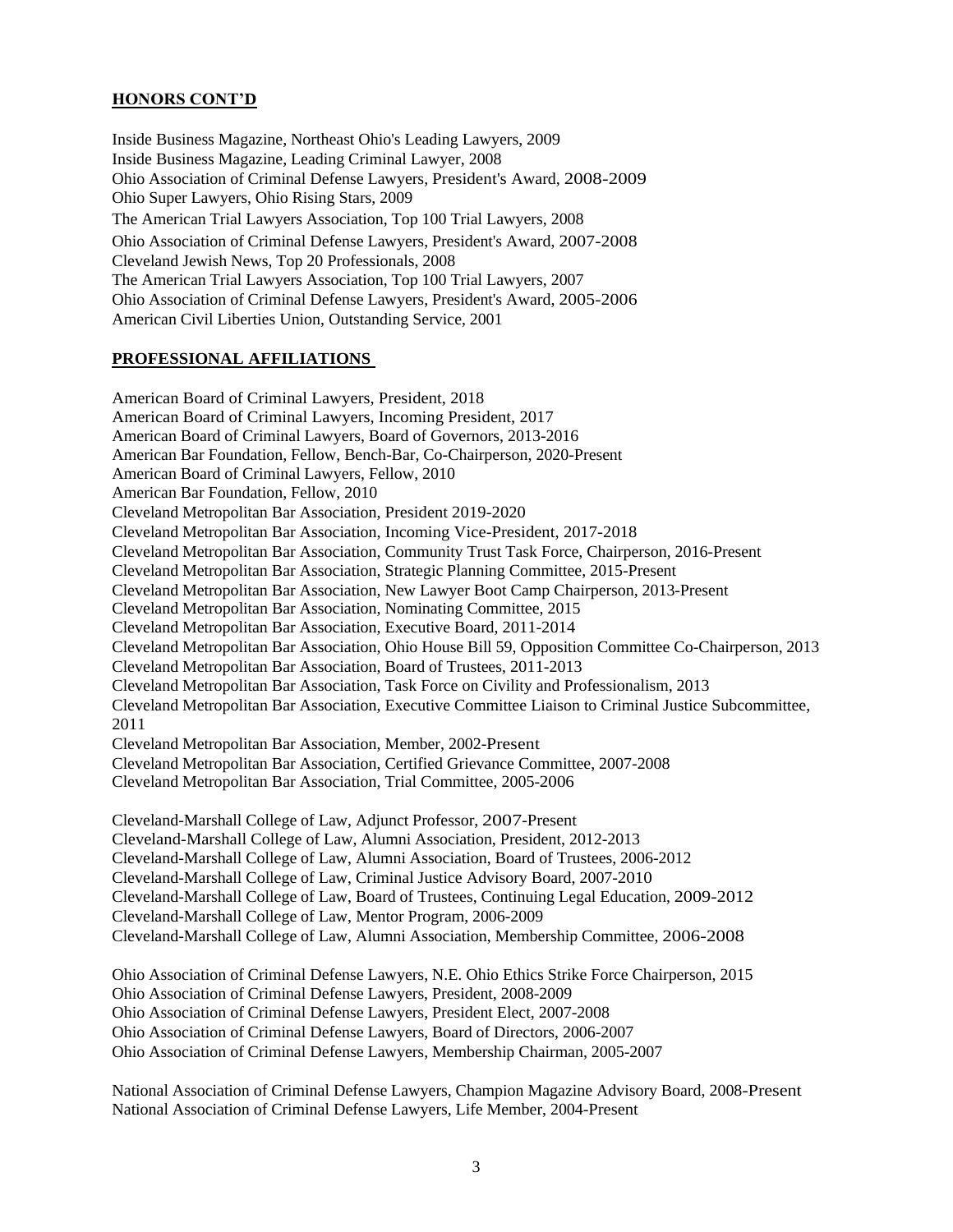## HONORS CONT'D

Inside Business Magazine, Northeast Ohio's Leading Lawyers, 2009
Inside Business Magazine, Leading Criminal Lawyer, 2008
Ohio Association of Criminal Defense Lawyers, President's Award, 2008-2009
Ohio Super Lawyers, Ohio Rising Stars, 2009
The American Trial Lawyers Association, Top 100 Trial Lawyers, 2008
Ohio Association of Criminal Defense Lawyers, President's Award, 2007-2008
Cleveland Jewish News, Top 20 Professionals, 2008
The American Trial Lawyers Association, Top 100 Trial Lawyers, 2007
Ohio Association of Criminal Defense Lawyers, President's Award, 2005-2006
American Civil Liberties Union, Outstanding Service, 2001

## PROFESSIONAL AFFILIATIONS

American Board of Criminal Lawyers, President, 2018
American Board of Criminal Lawyers, Incoming President, 2017
American Board of Criminal Lawyers, Board of Governors, 2013-2016
American Bar Foundation, Fellow, Bench-Bar, Co-Chairperson, 2020-Present
American Board of Criminal Lawyers, Fellow, 2010
American Bar Foundation, Fellow, 2010
Cleveland Metropolitan Bar Association, President 2019-2020
Cleveland Metropolitan Bar Association, Incoming Vice-President, 2017-2018
Cleveland Metropolitan Bar Association, Community Trust Task Force, Chairperson, 2016-Present
Cleveland Metropolitan Bar Association, Strategic Planning Committee, 2015-Present
Cleveland Metropolitan Bar Association, New Lawyer Boot Camp Chairperson, 2013-Present
Cleveland Metropolitan Bar Association, Nominating Committee, 2015
Cleveland Metropolitan Bar Association, Executive Board, 2011-2014
Cleveland Metropolitan Bar Association, Ohio House Bill 59, Opposition Committee Co-Chairperson, 2013
Cleveland Metropolitan Bar Association, Board of Trustees, 2011-2013
Cleveland Metropolitan Bar Association, Task Force on Civility and Professionalism, 2013
Cleveland Metropolitan Bar Association, Executive Committee Liaison to Criminal Justice Subcommittee, 2011
Cleveland Metropolitan Bar Association, Member, 2002-Present
Cleveland Metropolitan Bar Association, Certified Grievance Committee, 2007-2008
Cleveland Metropolitan Bar Association, Trial Committee, 2005-2006

Cleveland-Marshall College of Law, Adjunct Professor, 2007-Present
Cleveland-Marshall College of Law, Alumni Association, President, 2012-2013
Cleveland-Marshall College of Law, Alumni Association, Board of Trustees, 2006-2012
Cleveland-Marshall College of Law, Criminal Justice Advisory Board, 2007-2010
Cleveland-Marshall College of Law, Board of Trustees, Continuing Legal Education, 2009-2012
Cleveland-Marshall College of Law, Mentor Program, 2006-2009
Cleveland-Marshall College of Law, Alumni Association, Membership Committee, 2006-2008

Ohio Association of Criminal Defense Lawyers, N.E. Ohio Ethics Strike Force Chairperson, 2015
Ohio Association of Criminal Defense Lawyers, President, 2008-2009
Ohio Association of Criminal Defense Lawyers, President Elect, 2007-2008
Ohio Association of Criminal Defense Lawyers, Board of Directors, 2006-2007
Ohio Association of Criminal Defense Lawyers, Membership Chairman, 2005-2007

National Association of Criminal Defense Lawyers, Champion Magazine Advisory Board, 2008-Present
National Association of Criminal Defense Lawyers, Life Member, 2004-Present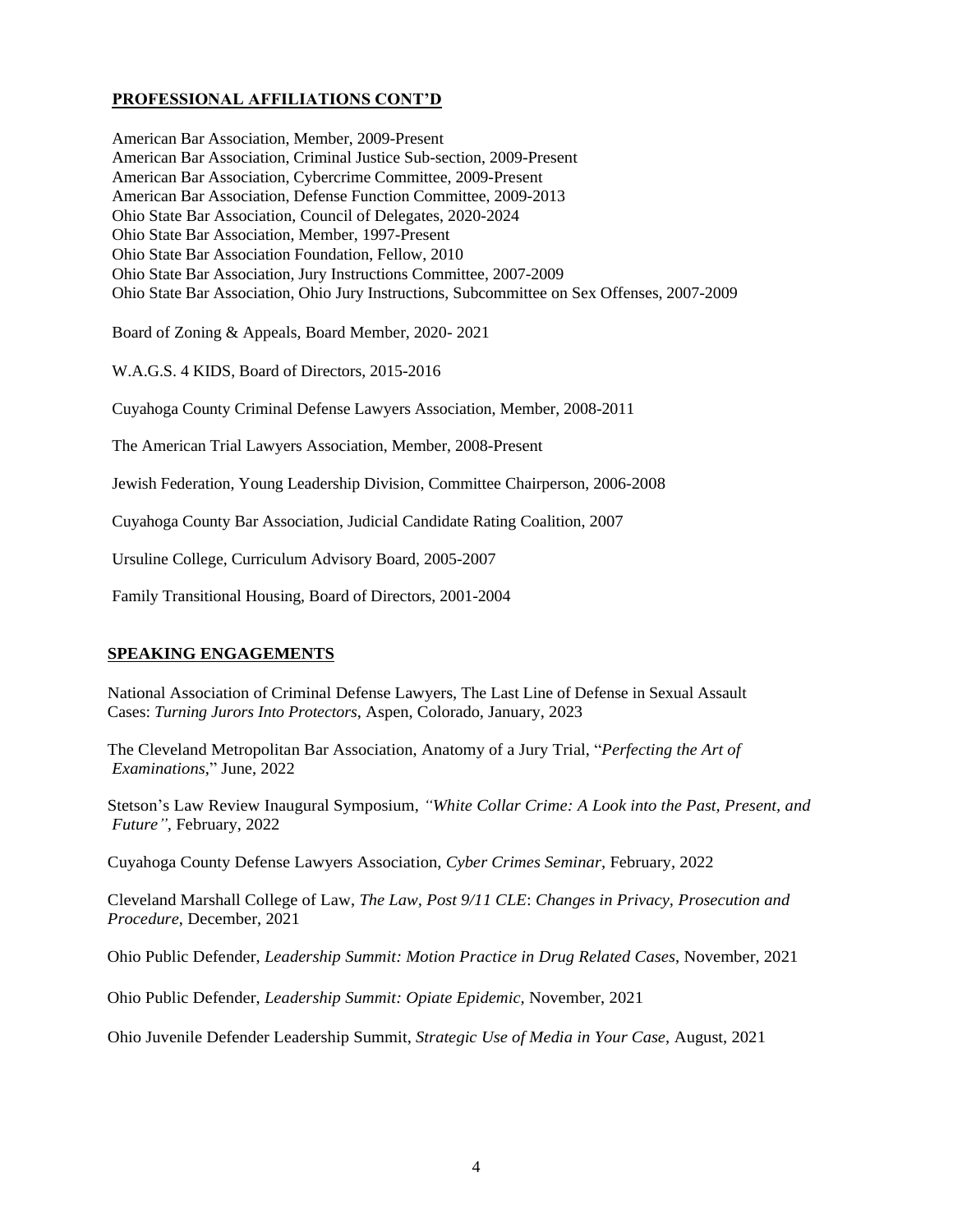## **PROFESSIONAL AFFILIATIONS CONT'D**

American Bar Association, Member, 2009-Present
American Bar Association, Criminal Justice Sub-section, 2009-Present
American Bar Association, Cybercrime Committee, 2009-Present
American Bar Association, Defense Function Committee, 2009-2013
Ohio State Bar Association, Council of Delegates, 2020-2024
Ohio State Bar Association, Member, 1997-Present
Ohio State Bar Association Foundation, Fellow, 2010
Ohio State Bar Association, Jury Instructions Committee, 2007-2009
Ohio State Bar Association, Ohio Jury Instructions, Subcommittee on Sex Offenses, 2007-2009

Board of Zoning & Appeals, Board Member, 2020- 2021

W.A.G.S. 4 KIDS, Board of Directors, 2015-2016

Cuyahoga County Criminal Defense Lawyers Association, Member, 2008-2011

The American Trial Lawyers Association, Member, 2008-Present

Jewish Federation, Young Leadership Division, Committee Chairperson, 2006-2008

Cuyahoga County Bar Association, Judicial Candidate Rating Coalition, 2007

Ursuline College, Curriculum Advisory Board, 2005-2007

Family Transitional Housing, Board of Directors, 2001-2004

## **SPEAKING ENGAGEMENTS**

National Association of Criminal Defense Lawyers, The Last Line of Defense in Sexual Assault Cases: *Turning Jurors Into Protectors*, Aspen, Colorado, January, 2023

The Cleveland Metropolitan Bar Association, Anatomy of a Jury Trial, "*Perfecting the Art of Examinations*," June, 2022

Stetson's Law Review Inaugural Symposium, *"White Collar Crime: A Look into the Past, Present, and Future"*, February, 2022

Cuyahoga County Defense Lawyers Association, *Cyber Crimes Seminar*, February, 2022

Cleveland Marshall College of Law, *The Law, Post 9/11 CLE*: *Changes in Privacy, Prosecution and Procedure*, December, 2021

Ohio Public Defender, *Leadership Summit: Motion Practice in Drug Related Cases*, November, 2021

Ohio Public Defender, *Leadership Summit: Opiate Epidemic,* November, 2021

Ohio Juvenile Defender Leadership Summit, *Strategic Use of Media in Your Case*, August, 2021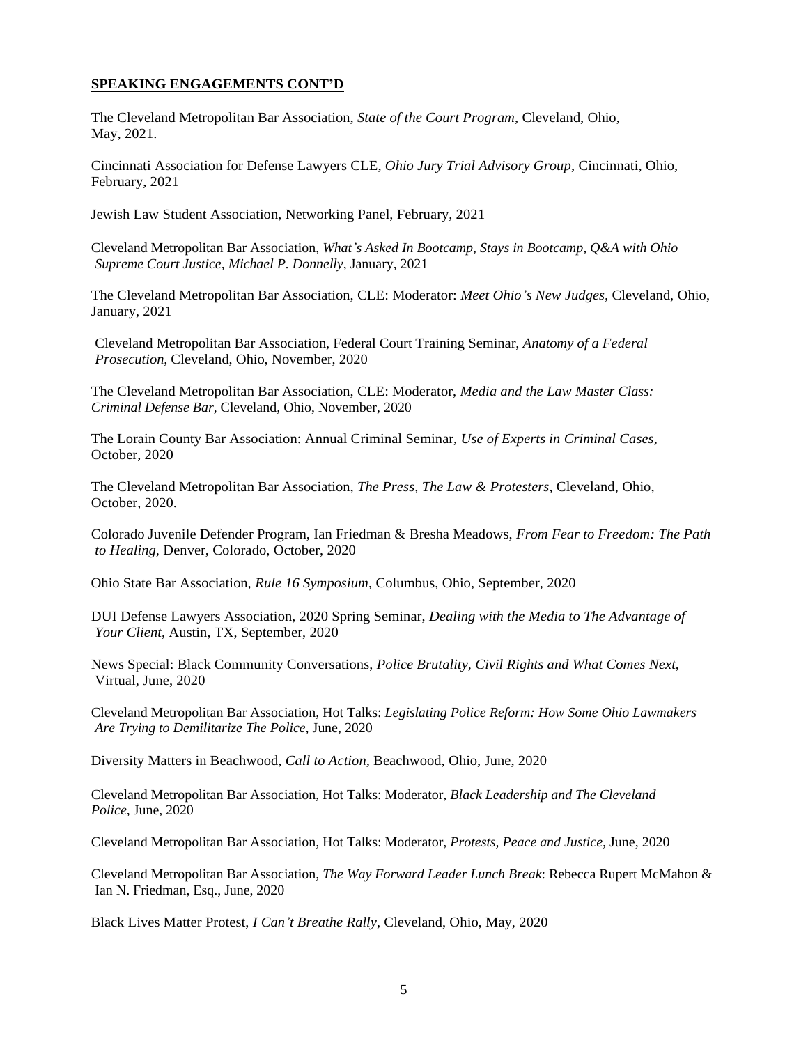**SPEAKING ENGAGEMENTS CONT'D**

The Cleveland Metropolitan Bar Association, *State of the Court Program*, Cleveland, Ohio, May, 2021.

Cincinnati Association for Defense Lawyers CLE, *Ohio Jury Trial Advisory Group*, Cincinnati, Ohio, February, 2021

Jewish Law Student Association, Networking Panel, February, 2021

Cleveland Metropolitan Bar Association, *What's Asked In Bootcamp, Stays in Bootcamp, Q&A with Ohio Supreme Court Justice, Michael P. Donnelly*, January, 2021

The Cleveland Metropolitan Bar Association, CLE: Moderator: *Meet Ohio's New Judges*, Cleveland, Ohio, January, 2021

Cleveland Metropolitan Bar Association, Federal Court Training Seminar, *Anatomy of a Federal Prosecution*, Cleveland, Ohio, November, 2020

The Cleveland Metropolitan Bar Association, CLE: Moderator, *Media and the Law Master Class: Criminal Defense Bar*, Cleveland, Ohio, November, 2020

The Lorain County Bar Association: Annual Criminal Seminar, *Use of Experts in Criminal Cases*, October, 2020

The Cleveland Metropolitan Bar Association, *The Press, The Law & Protesters*, Cleveland, Ohio, October, 2020.

Colorado Juvenile Defender Program, Ian Friedman & Bresha Meadows, *From Fear to Freedom: The Path to Healing*, Denver, Colorado, October, 2020

Ohio State Bar Association, *Rule 16 Symposium*, Columbus, Ohio, September, 2020

DUI Defense Lawyers Association, 2020 Spring Seminar, *Dealing with the Media to The Advantage of Your Client*, Austin, TX, September, 2020

News Special: Black Community Conversations, *Police Brutality, Civil Rights and What Comes Next*, Virtual, June, 2020

Cleveland Metropolitan Bar Association, Hot Talks: *Legislating Police Reform: How Some Ohio Lawmakers Are Trying to Demilitarize The Police*, June, 2020

Diversity Matters in Beachwood, *Call to Action*, Beachwood, Ohio, June, 2020

Cleveland Metropolitan Bar Association, Hot Talks: Moderator, *Black Leadership and The Cleveland Police*, June, 2020

Cleveland Metropolitan Bar Association, Hot Talks: Moderator, *Protests, Peace and Justice*, June, 2020

Cleveland Metropolitan Bar Association, *The Way Forward Leader Lunch Break*: Rebecca Rupert McMahon & Ian N. Friedman, Esq., June, 2020

Black Lives Matter Protest, *I Can't Breathe Rally*, Cleveland, Ohio, May, 2020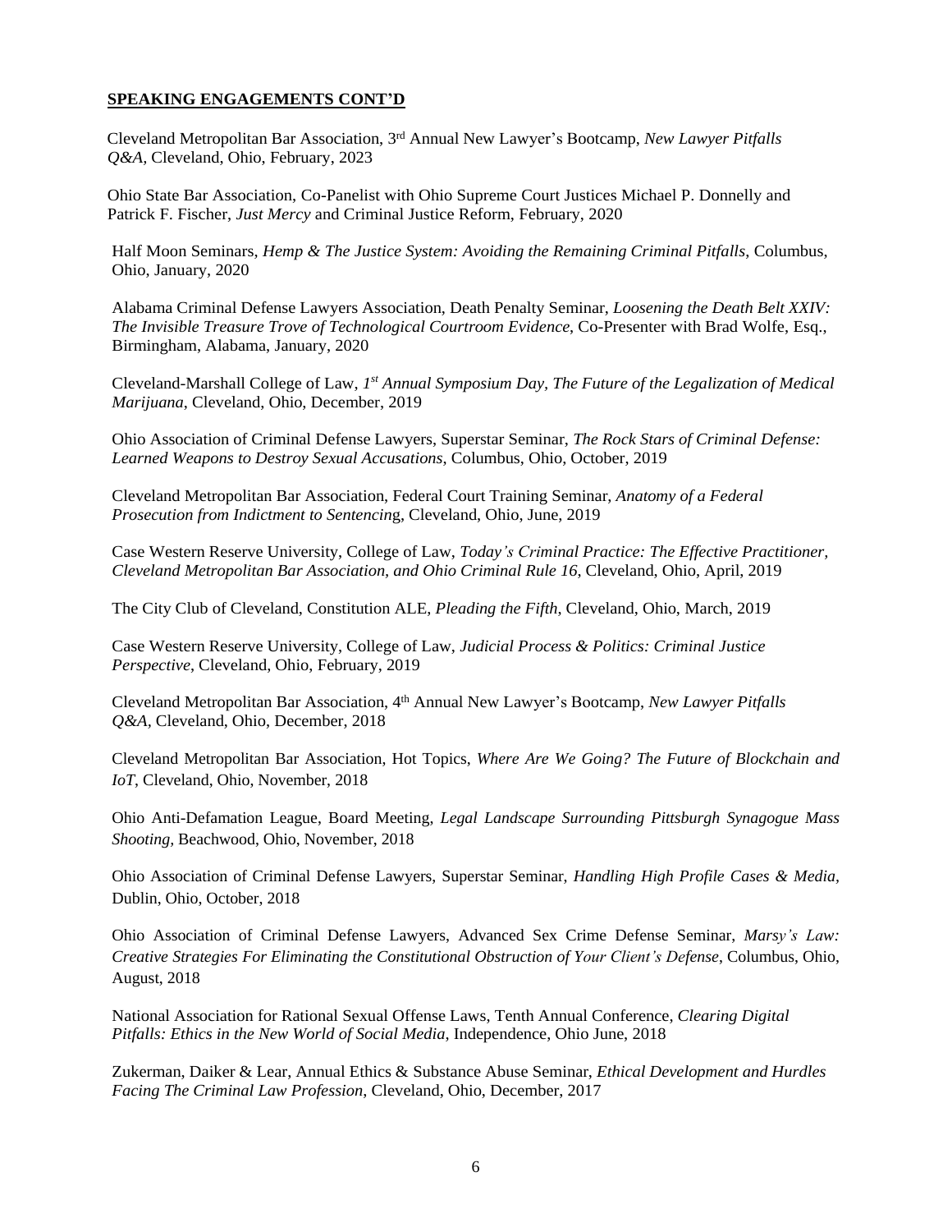**SPEAKING ENGAGEMENTS CONT'D**

Cleveland Metropolitan Bar Association, 3rd Annual New Lawyer's Bootcamp, *New Lawyer Pitfalls Q&A*, Cleveland, Ohio, February, 2023

Ohio State Bar Association, Co-Panelist with Ohio Supreme Court Justices Michael P. Donnelly and Patrick F. Fischer, *Just Mercy* and Criminal Justice Reform, February, 2020

Half Moon Seminars, *Hemp & The Justice System: Avoiding the Remaining Criminal Pitfalls*, Columbus, Ohio, January, 2020

Alabama Criminal Defense Lawyers Association, Death Penalty Seminar, *Loosening the Death Belt XXIV: The Invisible Treasure Trove of Technological Courtroom Evidence*, Co-Presenter with Brad Wolfe, Esq., Birmingham, Alabama, January, 2020

Cleveland-Marshall College of Law, *1st Annual Symposium Day, The Future of the Legalization of Medical Marijuana*, Cleveland, Ohio, December, 2019

Ohio Association of Criminal Defense Lawyers, Superstar Seminar, *The Rock Stars of Criminal Defense: Learned Weapons to Destroy Sexual Accusations*, Columbus, Ohio, October, 2019

Cleveland Metropolitan Bar Association, Federal Court Training Seminar, *Anatomy of a Federal Prosecution from Indictment to Sentencing*, Cleveland, Ohio, June, 2019

Case Western Reserve University, College of Law, *Today's Criminal Practice: The Effective Practitioner, Cleveland Metropolitan Bar Association, and Ohio Criminal Rule 16*, Cleveland, Ohio, April, 2019

The City Club of Cleveland, Constitution ALE, *Pleading the Fifth*, Cleveland, Ohio, March, 2019

Case Western Reserve University, College of Law, *Judicial Process & Politics: Criminal Justice Perspective*, Cleveland, Ohio, February, 2019

Cleveland Metropolitan Bar Association, 4th Annual New Lawyer's Bootcamp, *New Lawyer Pitfalls Q&A*, Cleveland, Ohio, December, 2018

Cleveland Metropolitan Bar Association, Hot Topics, *Where Are We Going? The Future of Blockchain and IoT*, Cleveland, Ohio, November, 2018

Ohio Anti-Defamation League, Board Meeting, *Legal Landscape Surrounding Pittsburgh Synagogue Mass Shooting*, Beachwood, Ohio, November, 2018

Ohio Association of Criminal Defense Lawyers, Superstar Seminar, *Handling High Profile Cases & Media*, Dublin, Ohio, October, 2018

Ohio Association of Criminal Defense Lawyers, Advanced Sex Crime Defense Seminar, *Marsy's Law: Creative Strategies For Eliminating the Constitutional Obstruction of Your Client's Defense*, Columbus, Ohio, August, 2018

National Association for Rational Sexual Offense Laws, Tenth Annual Conference, *Clearing Digital Pitfalls: Ethics in the New World of Social Media*, Independence, Ohio June, 2018

Zukerman, Daiker & Lear, Annual Ethics & Substance Abuse Seminar, *Ethical Development and Hurdles Facing The Criminal Law Profession*, Cleveland, Ohio, December, 2017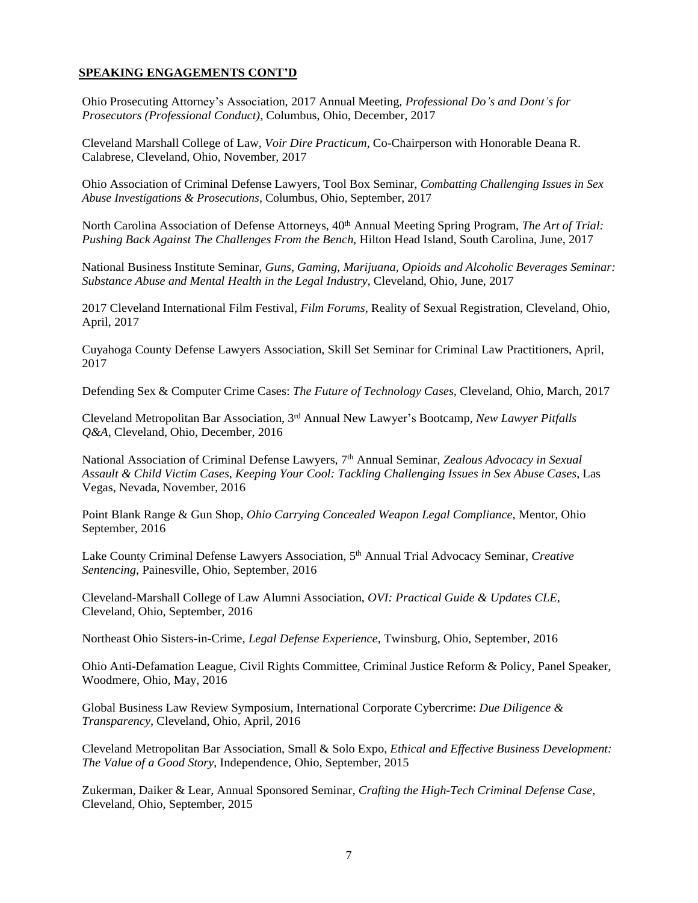## **SPEAKING ENGAGEMENTS CONT'D**

Ohio Prosecuting Attorney's Association, 2017 Annual Meeting, *Professional Do's and Dont's for Prosecutors (Professional Conduct)*, Columbus, Ohio, December, 2017

Cleveland Marshall College of Law, *Voir Dire Practicum*, Co-Chairperson with Honorable Deana R. Calabrese, Cleveland, Ohio, November, 2017

Ohio Association of Criminal Defense Lawyers, Tool Box Seminar, *Combatting Challenging Issues in Sex Abuse Investigations & Prosecutions*, Columbus, Ohio, September, 2017

North Carolina Association of Defense Attorneys, 40th Annual Meeting Spring Program, *The Art of Trial: Pushing Back Against The Challenges From the Bench*, Hilton Head Island, South Carolina, June, 2017

National Business Institute Seminar, *Guns, Gaming, Marijuana, Opioids and Alcoholic Beverages Seminar: Substance Abuse and Mental Health in the Legal Industry*, Cleveland, Ohio, June, 2017

2017 Cleveland International Film Festival, *Film Forums*, Reality of Sexual Registration, Cleveland, Ohio, April, 2017

Cuyahoga County Defense Lawyers Association, Skill Set Seminar for Criminal Law Practitioners, April, 2017

Defending Sex & Computer Crime Cases: *The Future of Technology Cases*, Cleveland, Ohio, March, 2017

Cleveland Metropolitan Bar Association, 3rd Annual New Lawyer's Bootcamp, *New Lawyer Pitfalls Q&A*, Cleveland, Ohio, December, 2016

National Association of Criminal Defense Lawyers, 7th Annual Seminar, *Zealous Advocacy in Sexual Assault & Child Victim Cases, Keeping Your Cool: Tackling Challenging Issues in Sex Abuse Cases*, Las Vegas, Nevada, November, 2016

Point Blank Range & Gun Shop, *Ohio Carrying Concealed Weapon Legal Compliance*, Mentor, Ohio September, 2016

Lake County Criminal Defense Lawyers Association, 5th Annual Trial Advocacy Seminar, *Creative Sentencing*, Painesville, Ohio, September, 2016

Cleveland-Marshall College of Law Alumni Association, *OVI: Practical Guide & Updates CLE*, Cleveland, Ohio, September, 2016

Northeast Ohio Sisters-in-Crime, *Legal Defense Experience*, Twinsburg, Ohio, September, 2016

Ohio Anti-Defamation League, Civil Rights Committee, Criminal Justice Reform & Policy, Panel Speaker, Woodmere, Ohio, May, 2016

Global Business Law Review Symposium, International Corporate Cybercrime: *Due Diligence & Transparency*, Cleveland, Ohio, April, 2016

Cleveland Metropolitan Bar Association, Small & Solo Expo, *Ethical and Effective Business Development: The Value of a Good Story*, Independence, Ohio, September, 2015

Zukerman, Daiker & Lear, Annual Sponsored Seminar, *Crafting the High-Tech Criminal Defense Case*, Cleveland, Ohio, September, 2015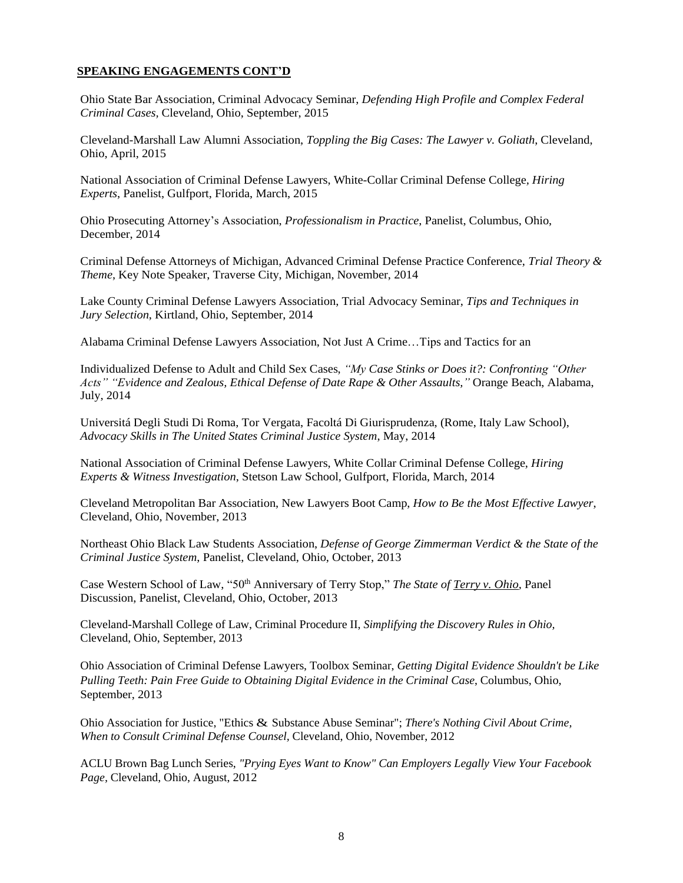**SPEAKING ENGAGEMENTS CONT'D**

Ohio State Bar Association, Criminal Advocacy Seminar, *Defending High Profile and Complex Federal Criminal Cases,* Cleveland, Ohio, September, 2015

Cleveland-Marshall Law Alumni Association, *Toppling the Big Cases: The Lawyer v. Goliath*, Cleveland, Ohio, April, 2015

National Association of Criminal Defense Lawyers, White-Collar Criminal Defense College, *Hiring Experts*, Panelist, Gulfport, Florida, March, 2015

Ohio Prosecuting Attorney's Association, *Professionalism in Practice*, Panelist, Columbus, Ohio, December, 2014

Criminal Defense Attorneys of Michigan, Advanced Criminal Defense Practice Conference, *Trial Theory & Theme*, Key Note Speaker, Traverse City, Michigan, November, 2014

Lake County Criminal Defense Lawyers Association, Trial Advocacy Seminar, *Tips and Techniques in Jury Selection*, Kirtland, Ohio, September, 2014

Alabama Criminal Defense Lawyers Association, Not Just A Crime…Tips and Tactics for an

Individualized Defense to Adult and Child Sex Cases, *"My Case Stinks or Does it?: Confronting "Other Acts" "Evidence and Zealous, Ethical Defense of Date Rape & Other Assaults,"* Orange Beach, Alabama, July, 2014

Universitá Degli Studi Di Roma, Tor Vergata, Facoltá Di Giurisprudenza, (Rome, Italy Law School), *Advocacy Skills in The United States Criminal Justice System*, May, 2014

National Association of Criminal Defense Lawyers, White Collar Criminal Defense College, *Hiring Experts & Witness Investigation*, Stetson Law School, Gulfport, Florida, March, 2014

Cleveland Metropolitan Bar Association, New Lawyers Boot Camp, *How to Be the Most Effective Lawyer*, Cleveland, Ohio, November, 2013

Northeast Ohio Black Law Students Association, *Defense of George Zimmerman Verdict & the State of the Criminal Justice System*, Panelist, Cleveland, Ohio, October, 2013

Case Western School of Law, "50th Anniversary of Terry Stop," *The State of Terry v. Ohio*, Panel Discussion, Panelist, Cleveland, Ohio, October, 2013

Cleveland-Marshall College of Law, Criminal Procedure II, *Simplifying the Discovery Rules in Ohio,* Cleveland, Ohio, September, 2013

Ohio Association of Criminal Defense Lawyers, Toolbox Seminar, *Getting Digital Evidence Shouldn't be Like Pulling Teeth: Pain Free Guide to Obtaining Digital Evidence in the Criminal Case*, Columbus, Ohio, September, 2013

Ohio Association for Justice, "Ethics & Substance Abuse Seminar"; *There's Nothing Civil About Crime, When to Consult Criminal Defense Counsel,* Cleveland, Ohio, November, 2012

ACLU Brown Bag Lunch Series, *"Prying Eyes Want to Know" Can Employers Legally View Your Facebook Page,* Cleveland, Ohio, August, 2012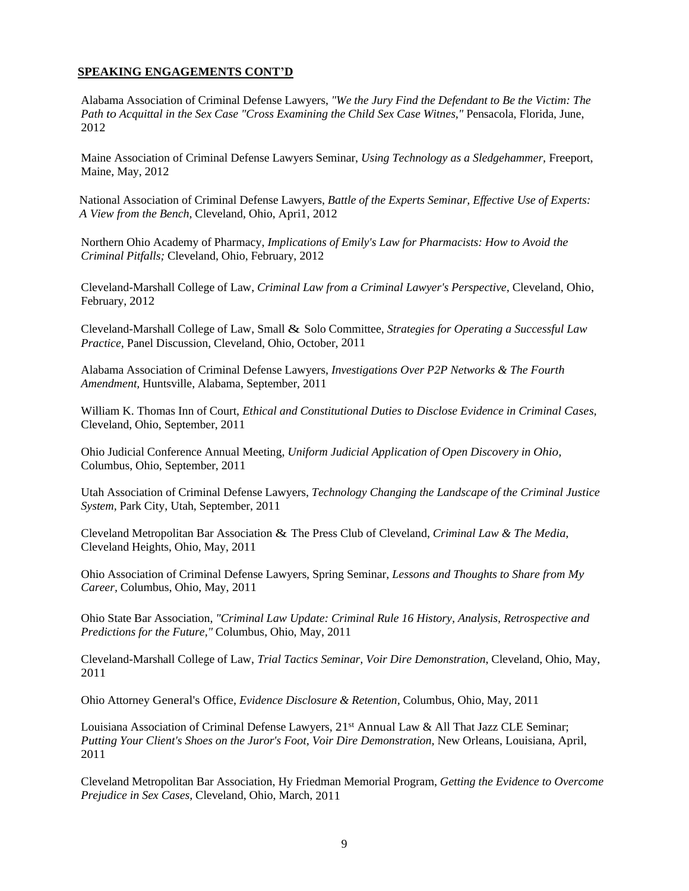**SPEAKING ENGAGEMENTS CONT'D**

Alabama Association of Criminal Defense Lawyers, *"We the Jury Find the Defendant to Be the Victim: The Path to Acquittal in the Sex Case "Cross Examining the Child Sex Case Witnes,"* Pensacola, Florida, June, 2012

Maine Association of Criminal Defense Lawyers Seminar, *Using Technology as a Sledgehammer,* Freeport, Maine, May, 2012

National Association of Criminal Defense Lawyers, *Battle of the Experts Seminar, Effective Use of Experts: A View from the Bench*, Cleveland, Ohio, Apri1, 2012

Northern Ohio Academy of Pharmacy, *Implications of Emily's Law for Pharmacists: How to Avoid the Criminal Pitfalls;* Cleveland, Ohio, February, 2012

Cleveland-Marshall College of Law, *Criminal Law from a Criminal Lawyer's Perspective*, Cleveland, Ohio, February, 2012

Cleveland-Marshall College of Law, Small & Solo Committee, *Strategies for Operating a Successful Law Practice,* Panel Discussion, Cleveland, Ohio, October, 2011

Alabama Association of Criminal Defense Lawyers, *Investigations Over P2P Networks & The Fourth Amendment,* Huntsville, Alabama, September, 2011

William K. Thomas Inn of Court, *Ethical and Constitutional Duties to Disclose Evidence in Criminal Cases*, Cleveland, Ohio, September, 2011

Ohio Judicial Conference Annual Meeting, *Uniform Judicial Application of Open Discovery in Ohio,* Columbus, Ohio, September, 2011

Utah Association of Criminal Defense Lawyers, *Technology Changing the Landscape of the Criminal Justice System*, Park City, Utah, September, 2011

Cleveland Metropolitan Bar Association & The Press Club of Cleveland, *Criminal Law & The Media,* Cleveland Heights, Ohio, May, 2011

Ohio Association of Criminal Defense Lawyers, Spring Seminar, *Lessons and Thoughts to Share from My Career,* Columbus, Ohio, May, 2011

Ohio State Bar Association, *"Criminal Law Update: Criminal Rule 16 History, Analysis, Retrospective and Predictions for the Future,"* Columbus, Ohio, May, 2011

Cleveland-Marshall College of Law, *Trial Tactics Seminar, Voir Dire Demonstration*, Cleveland, Ohio, May, 2011

Ohio Attorney General's Office, *Evidence Disclosure & Retention*, Columbus, Ohio, May, 2011

Louisiana Association of Criminal Defense Lawyers, 21st Annual Law & All That Jazz CLE Seminar; *Putting Your Client's Shoes on the Juror's Foot, Voir Dire Demonstration*, New Orleans, Louisiana, April, 2011

Cleveland Metropolitan Bar Association, Hy Friedman Memorial Program, *Getting the Evidence to Overcome Prejudice in Sex Cases,* Cleveland, Ohio, March, 2011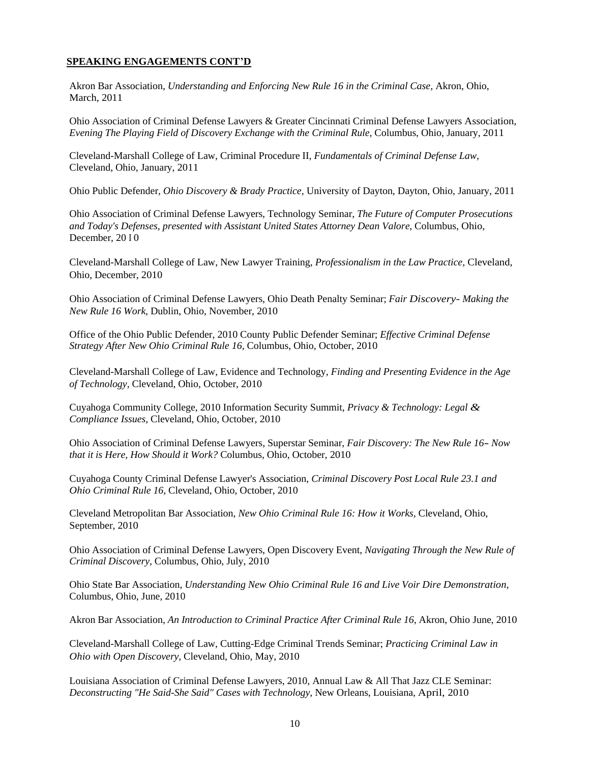## SPEAKING ENGAGEMENTS CONT'D

Akron Bar Association, *Understanding and Enforcing New Rule 16 in the Criminal Case,* Akron, Ohio, March, 2011

Ohio Association of Criminal Defense Lawyers & Greater Cincinnati Criminal Defense Lawyers Association, *Evening The Playing Field of Discovery Exchange with the Criminal Rule,* Columbus, Ohio, January, 2011

Cleveland-Marshall College of Law, Criminal Procedure II, *Fundamentals of Criminal Defense Law,* Cleveland, Ohio, January, 2011

Ohio Public Defender, *Ohio Discovery & Brady Practice,* University of Dayton, Dayton, Ohio, January, 2011

Ohio Association of Criminal Defense Lawyers, Technology Seminar, *The Future of Computer Prosecutions and Today's Defenses, presented with Assistant United States Attorney Dean Valore,* Columbus, Ohio, December, 2010

Cleveland-Marshall College of Law, New Lawyer Training, *Professionalism in the Law Practice,* Cleveland, Ohio, December, 2010

Ohio Association of Criminal Defense Lawyers, Ohio Death Penalty Seminar; *Fair Discovery- Making the New Rule 16 Work,* Dublin, Ohio, November, 2010

Office of the Ohio Public Defender, 2010 County Public Defender Seminar; *Effective Criminal Defense Strategy After New Ohio Criminal Rule 16,* Columbus, Ohio, October, 2010

Cleveland-Marshall College of Law, Evidence and Technology, *Finding and Presenting Evidence in the Age of Technology,* Cleveland, Ohio, October, 2010

Cuyahoga Community College, 2010 Information Security Summit, *Privacy & Technology: Legal & Compliance Issues,* Cleveland, Ohio, October, 2010

Ohio Association of Criminal Defense Lawyers, Superstar Seminar, *Fair Discovery: The New Rule 16– Now that it is Here, How Should it Work?* Columbus, Ohio, October, 2010

Cuyahoga County Criminal Defense Lawyer's Association, *Criminal Discovery Post Local Rule 23.1 and Ohio Criminal Rule 16,* Cleveland, Ohio, October, 2010

Cleveland Metropolitan Bar Association, *New Ohio Criminal Rule 16: How it Works,* Cleveland, Ohio, September, 2010

Ohio Association of Criminal Defense Lawyers, Open Discovery Event, *Navigating Through the New Rule of Criminal Discovery,* Columbus, Ohio, July, 2010

Ohio State Bar Association, *Understanding New Ohio Criminal Rule 16 and Live Voir Dire Demonstration,* Columbus, Ohio, June, 2010

Akron Bar Association, *An Introduction to Criminal Practice After Criminal Rule 16,* Akron, Ohio June, 2010

Cleveland-Marshall College of Law, Cutting-Edge Criminal Trends Seminar; *Practicing Criminal Law in Ohio with Open Discovery,* Cleveland, Ohio, May, 2010

Louisiana Association of Criminal Defense Lawyers, 2010, Annual Law & All That Jazz CLE Seminar: *Deconstructing "He Said-She Said" Cases with Technology,* New Orleans, Louisiana, April, 2010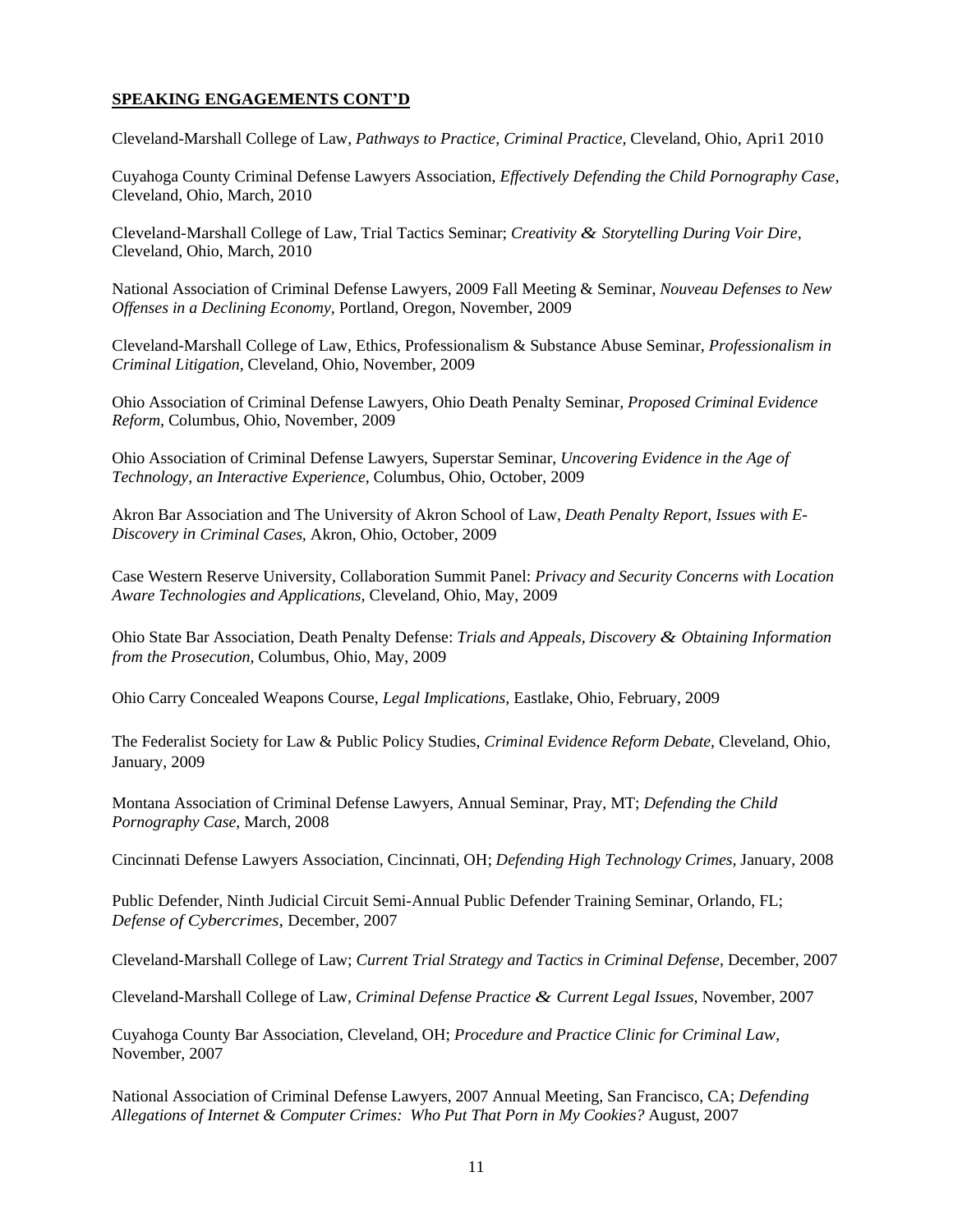**SPEAKING ENGAGEMENTS CONT'D**

Cleveland-Marshall College of Law, *Pathways to Practice, Criminal Practice,* Cleveland, Ohio, Apri1 2010

Cuyahoga County Criminal Defense Lawyers Association, *Effectively Defending the Child Pornography Case,* Cleveland, Ohio, March, 2010

Cleveland-Marshall College of Law, Trial Tactics Seminar; *Creativity & Storytelling During Voir Dire,* Cleveland, Ohio, March, 2010

National Association of Criminal Defense Lawyers, 2009 Fall Meeting & Seminar, *Nouveau Defenses to New Offenses in a Declining Economy,* Portland, Oregon, November, 2009

Cleveland-Marshall College of Law, Ethics, Professionalism & Substance Abuse Seminar, *Professionalism in Criminal Litigation,* Cleveland, Ohio, November, 2009

Ohio Association of Criminal Defense Lawyers, Ohio Death Penalty Seminar, *Proposed Criminal Evidence Reform,* Columbus, Ohio, November, 2009

Ohio Association of Criminal Defense Lawyers, Superstar Seminar, *Uncovering Evidence in the Age of Technology, an Interactive Experience,* Columbus, Ohio, October, 2009

Akron Bar Association and The University of Akron School of Law, *Death Penalty Report, Issues with E-Discovery in Criminal Cases,* Akron, Ohio, October, 2009

Case Western Reserve University, Collaboration Summit Panel: *Privacy and Security Concerns with Location Aware Technologies and Applications,* Cleveland, Ohio, May, 2009

Ohio State Bar Association, Death Penalty Defense: *Trials and Appeals, Discovery & Obtaining Information from the Prosecution,* Columbus, Ohio, May, 2009

Ohio Carry Concealed Weapons Course, *Legal Implications,* Eastlake, Ohio, February, 2009

The Federalist Society for Law & Public Policy Studies, *Criminal Evidence Reform Debate,* Cleveland, Ohio, January, 2009

Montana Association of Criminal Defense Lawyers, Annual Seminar, Pray, MT; *Defending the Child Pornography Case,* March, 2008

Cincinnati Defense Lawyers Association, Cincinnati, OH; *Defending High Technology Crimes,* January, 2008

Public Defender, Ninth Judicial Circuit Semi-Annual Public Defender Training Seminar, Orlando, FL; *Defense of Cybercrimes,* December, 2007

Cleveland-Marshall College of Law; *Current Trial Strategy and Tactics in Criminal Defense,* December, 2007

Cleveland-Marshall College of Law, *Criminal Defense Practice & Current Legal Issues,* November, 2007

Cuyahoga County Bar Association, Cleveland, OH; *Procedure and Practice Clinic for Criminal Law,* November, 2007

National Association of Criminal Defense Lawyers, 2007 Annual Meeting, San Francisco, CA; *Defending Allegations of Internet & Computer Crimes: Who Put That Porn in My Cookies?* August, 2007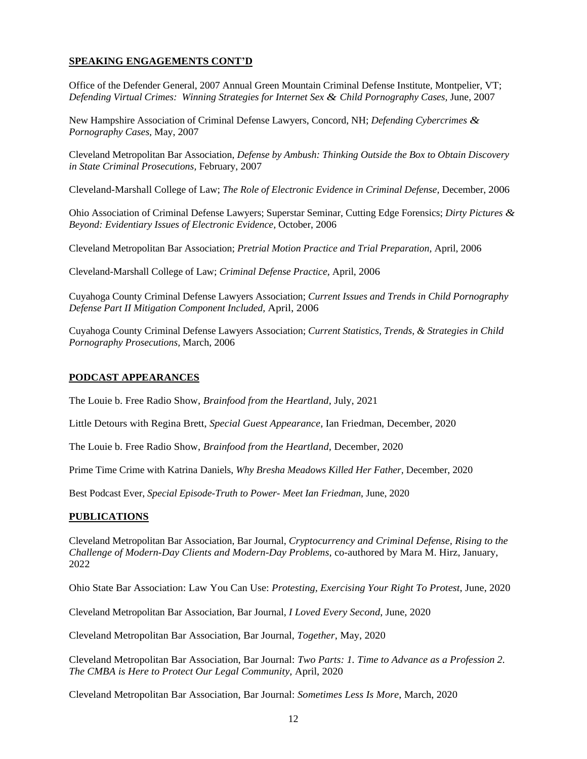## SPEAKING ENGAGEMENTS CONT'D

Office of the Defender General, 2007 Annual Green Mountain Criminal Defense Institute, Montpelier, VT; *Defending Virtual Crimes: Winning Strategies for Internet Sex & Child Pornography Cases*, June, 2007

New Hampshire Association of Criminal Defense Lawyers, Concord, NH; *Defending Cybercrimes & Pornography Cases*, May, 2007

Cleveland Metropolitan Bar Association, *Defense by Ambush: Thinking Outside the Box to Obtain Discovery in State Criminal Prosecutions,* February, 2007

Cleveland-Marshall College of Law; *The Role of Electronic Evidence in Criminal Defense,* December, 2006

Ohio Association of Criminal Defense Lawyers; Superstar Seminar, Cutting Edge Forensics; *Dirty Pictures & Beyond: Evidentiary Issues of Electronic Evidence,* October, 2006

Cleveland Metropolitan Bar Association; *Pretrial Motion Practice and Trial Preparation,* April, 2006

Cleveland-Marshall College of Law; *Criminal Defense Practice,* April, 2006

Cuyahoga County Criminal Defense Lawyers Association; *Current Issues and Trends in Child Pornography Defense Part II Mitigation Component Included,* April, 2006

Cuyahoga County Criminal Defense Lawyers Association; *Current Statistics, Trends, & Strategies in Child Pornography Prosecutions,* March, 2006

## PODCAST APPEARANCES

The Louie b. Free Radio Show, *Brainfood from the Heartland,* July, 2021

Little Detours with Regina Brett, *Special Guest Appearance*, Ian Friedman, December, 2020

The Louie b. Free Radio Show, *Brainfood from the Heartland*, December, 2020

Prime Time Crime with Katrina Daniels, *Why Bresha Meadows Killed Her Father,* December, 2020

Best Podcast Ever, *Special Episode-Truth to Power- Meet Ian Friedman,* June, 2020

## PUBLICATIONS

Cleveland Metropolitan Bar Association, Bar Journal, *Cryptocurrency and Criminal Defense, Rising to the Challenge of Modern-Day Clients and Modern-Day Problems*, co-authored by Mara M. Hirz, January, 2022

Ohio State Bar Association: Law You Can Use: *Protesting, Exercising Your Right To Protest*, June, 2020

Cleveland Metropolitan Bar Association, Bar Journal, *I Loved Every Second*, June, 2020

Cleveland Metropolitan Bar Association, Bar Journal, *Together*, May, 2020

Cleveland Metropolitan Bar Association, Bar Journal: *Two Parts: 1. Time to Advance as a Profession 2. The CMBA is Here to Protect Our Legal Community,* April, 2020

Cleveland Metropolitan Bar Association, Bar Journal: *Sometimes Less Is More,* March, 2020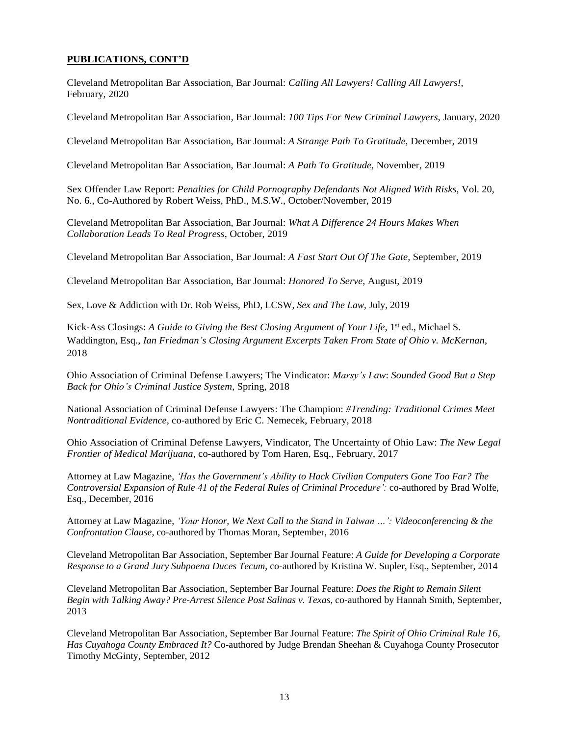**PUBLICATIONS, CONT'D**

Cleveland Metropolitan Bar Association, Bar Journal: *Calling All Lawyers! Calling All Lawyers!,* February, 2020

Cleveland Metropolitan Bar Association, Bar Journal: *100 Tips For New Criminal Lawyers*, January, 2020

Cleveland Metropolitan Bar Association, Bar Journal: *A Strange Path To Gratitude,* December, 2019

Cleveland Metropolitan Bar Association, Bar Journal: *A Path To Gratitude*, November, 2019

Sex Offender Law Report: *Penalties for Child Pornography Defendants Not Aligned With Risks,* Vol. 20, No. 6., Co-Authored by Robert Weiss, PhD., M.S.W., October/November, 2019

Cleveland Metropolitan Bar Association, Bar Journal: *What A Difference 24 Hours Makes When Collaboration Leads To Real Progress*, October, 2019

Cleveland Metropolitan Bar Association, Bar Journal: *A Fast Start Out Of The Gate*, September, 2019

Cleveland Metropolitan Bar Association, Bar Journal: *Honored To Serve*, August, 2019

Sex, Love & Addiction with Dr. Rob Weiss, PhD, LCSW, *Sex and The Law*, July, 2019

Kick-Ass Closings: *A Guide to Giving the Best Closing Argument of Your Life*, 1st ed., Michael S. Waddington, Esq., *Ian Friedman's Closing Argument Excerpts Taken From State of Ohio v. McKernan*, 2018

Ohio Association of Criminal Defense Lawyers; The Vindicator: *Marsy's Law*: *Sounded Good But a Step Back for Ohio's Criminal Justice System*, Spring, 2018

National Association of Criminal Defense Lawyers: The Champion: *#Trending: Traditional Crimes Meet Nontraditional Evidence*, co-authored by Eric C. Nemecek, February, 2018

Ohio Association of Criminal Defense Lawyers, Vindicator, The Uncertainty of Ohio Law: *The New Legal Frontier of Medical Marijuana,* co-authored by Tom Haren, Esq., February, 2017

Attorney at Law Magazine, *'Has the Government's Ability to Hack Civilian Computers Gone Too Far? The Controversial Expansion of Rule 41 of the Federal Rules of Criminal Procedure':* co-authored by Brad Wolfe, Esq., December, 2016

Attorney at Law Magazine, *'Your Honor, We Next Call to the Stand in Taiwan …': Videoconferencing & the Confrontation Clause*, co-authored by Thomas Moran, September, 2016

Cleveland Metropolitan Bar Association, September Bar Journal Feature: *A Guide for Developing a Corporate Response to a Grand Jury Subpoena Duces Tecum,* co-authored by Kristina W. Supler, Esq., September, 2014

Cleveland Metropolitan Bar Association, September Bar Journal Feature: *Does the Right to Remain Silent Begin with Talking Away? Pre-Arrest Silence Post Salinas v. Texas,* co-authored by Hannah Smith, September, 2013

Cleveland Metropolitan Bar Association, September Bar Journal Feature: *The Spirit of Ohio Criminal Rule 16, Has Cuyahoga County Embraced It?* Co-authored by Judge Brendan Sheehan & Cuyahoga County Prosecutor Timothy McGinty, September, 2012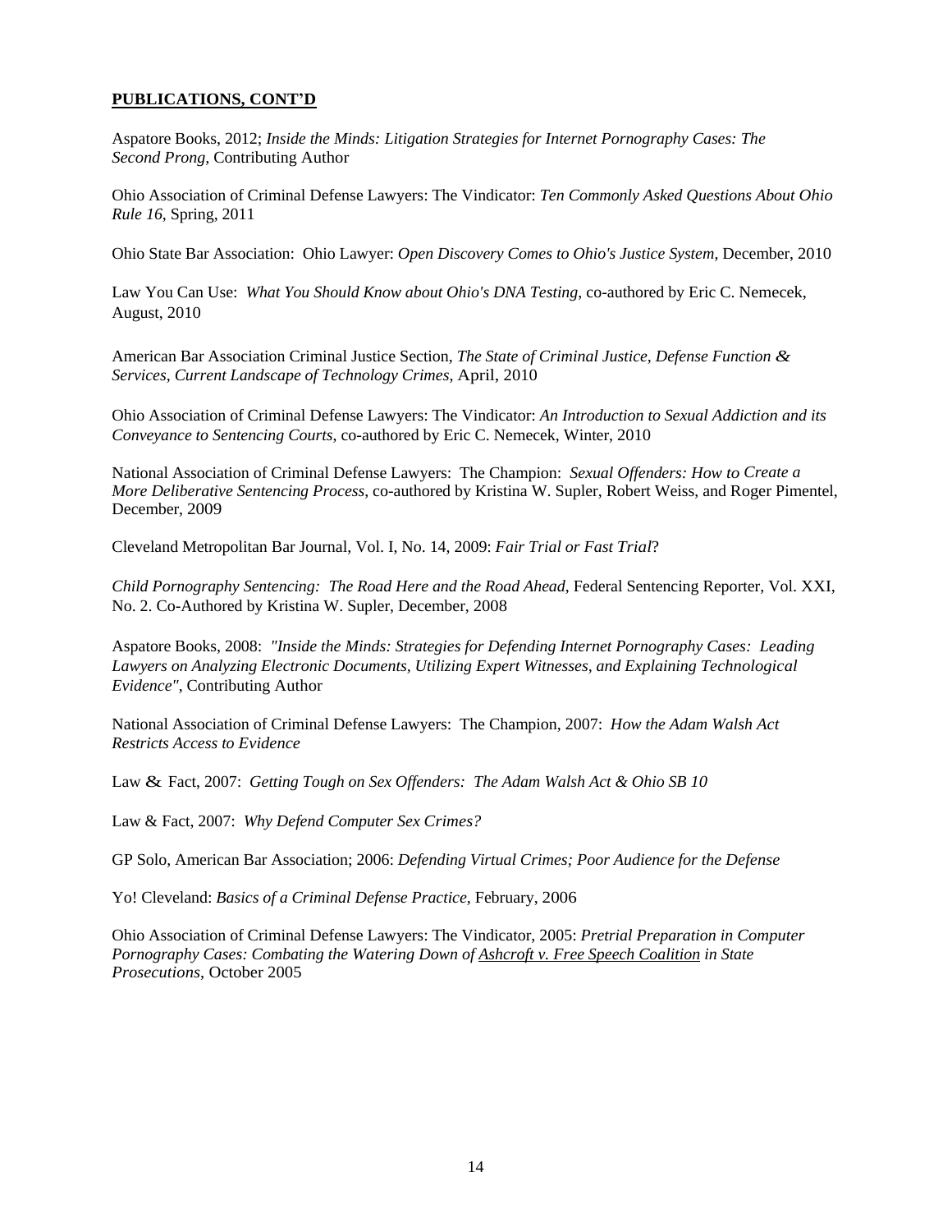**PUBLICATIONS, CONT'D**

Aspatore Books, 2012; *Inside the Minds: Litigation Strategies for Internet Pornography Cases: The Second Prong,* Contributing Author

Ohio Association of Criminal Defense Lawyers: The Vindicator: *Ten Commonly Asked Questions About Ohio Rule 16*, Spring, 2011

Ohio State Bar Association: Ohio Lawyer: *Open Discovery Comes to Ohio's Justice System*, December, 2010

Law You Can Use: *What You Should Know about Ohio's DNA Testing*, co-authored by Eric C. Nemecek, August, 2010

American Bar Association Criminal Justice Section, *The State of Criminal Justice, Defense Function & Services*, *Current Landscape of Technology Crimes*, April, 2010

Ohio Association of Criminal Defense Lawyers: The Vindicator: *An Introduction to Sexual Addiction and its Conveyance to Sentencing Courts*, co-authored by Eric C. Nemecek, Winter, 2010

National Association of Criminal Defense Lawyers: The Champion: *Sexual Offenders: How to Create a More Deliberative Sentencing Process*, co-authored by Kristina W. Supler, Robert Weiss, and Roger Pimentel, December, 2009

Cleveland Metropolitan Bar Journal, Vol. I, No. 14, 2009: *Fair Trial or Fast Trial*?

*Child Pornography Sentencing: The Road Here and the Road Ahead*, Federal Sentencing Reporter, Vol. XXI, No. 2. Co-Authored by Kristina W. Supler, December, 2008

Aspatore Books, 2008: *"Inside the Minds: Strategies for Defending Internet Pornography Cases: Leading Lawyers on Analyzing Electronic Documents, Utilizing Expert Witnesses, and Explaining Technological Evidence"*, Contributing Author

National Association of Criminal Defense Lawyers: The Champion, 2007: *How the Adam Walsh Act Restricts Access to Evidence*

Law & Fact, 2007: *Getting Tough on Sex Offenders: The Adam Walsh Act & Ohio SB 10*

Law & Fact, 2007: *Why Defend Computer Sex Crimes?*

GP Solo, American Bar Association; 2006: *Defending Virtual Crimes; Poor Audience for the Defense*

Yo! Cleveland: *Basics of a Criminal Defense Practice*, February, 2006

Ohio Association of Criminal Defense Lawyers: The Vindicator, 2005: *Pretrial Preparation in Computer Pornography Cases: Combating the Watering Down of Ashcroft v. Free Speech Coalition in State Prosecutions*, October 2005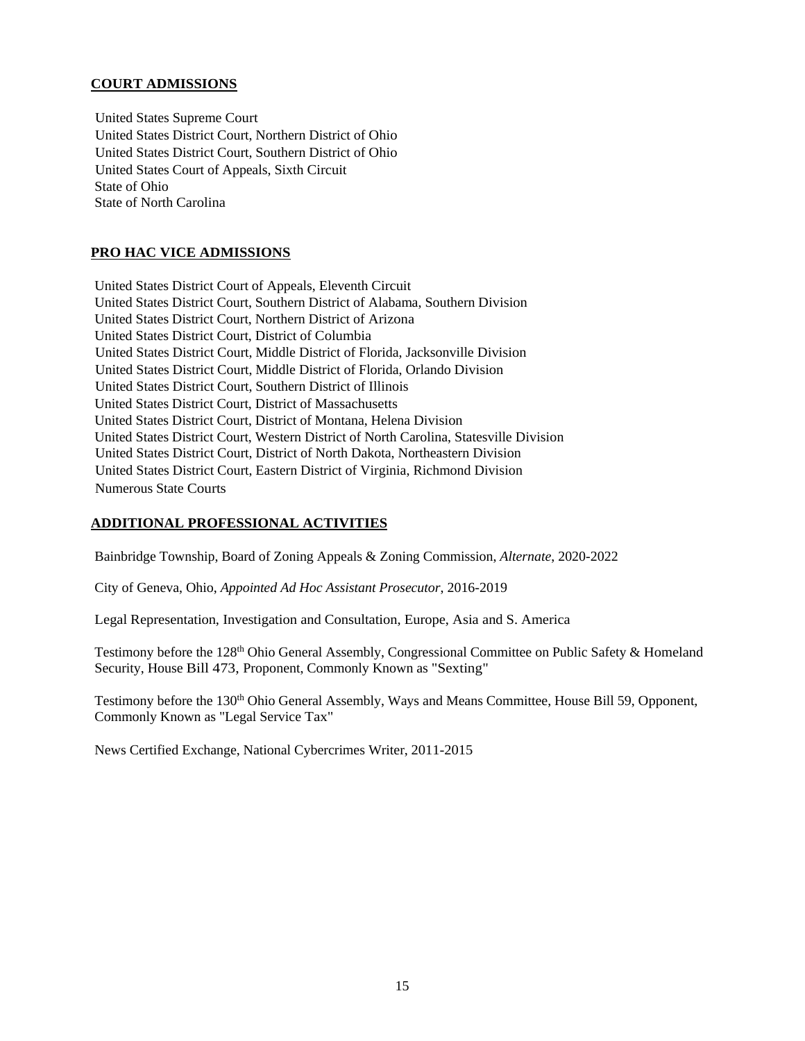## COURT ADMISSIONS

United States Supreme Court
United States District Court, Northern District of Ohio
United States District Court, Southern District of Ohio
United States Court of Appeals, Sixth Circuit
State of Ohio
State of North Carolina

## PRO HAC VICE ADMISSIONS

United States District Court of Appeals, Eleventh Circuit
United States District Court, Southern District of Alabama, Southern Division
United States District Court, Northern District of Arizona
United States District Court, District of Columbia
United States District Court, Middle District of Florida, Jacksonville Division
United States District Court, Middle District of Florida, Orlando Division
United States District Court, Southern District of Illinois
United States District Court, District of Massachusetts
United States District Court, District of Montana, Helena Division
United States District Court, Western District of North Carolina, Statesville Division
United States District Court, District of North Dakota, Northeastern Division
United States District Court, Eastern District of Virginia, Richmond Division
Numerous State Courts

## ADDITIONAL PROFESSIONAL ACTIVITIES

Bainbridge Township, Board of Zoning Appeals & Zoning Commission, *Alternate*, 2020-2022

City of Geneva, Ohio, *Appointed Ad Hoc Assistant Prosecutor*, 2016-2019

Legal Representation, Investigation and Consultation, Europe, Asia and S. America

Testimony before the 128th Ohio General Assembly, Congressional Committee on Public Safety & Homeland Security, House Bill 473, Proponent, Commonly Known as "Sexting"

Testimony before the 130th Ohio General Assembly, Ways and Means Committee, House Bill 59, Opponent, Commonly Known as "Legal Service Tax"

News Certified Exchange, National Cybercrimes Writer, 2011-2015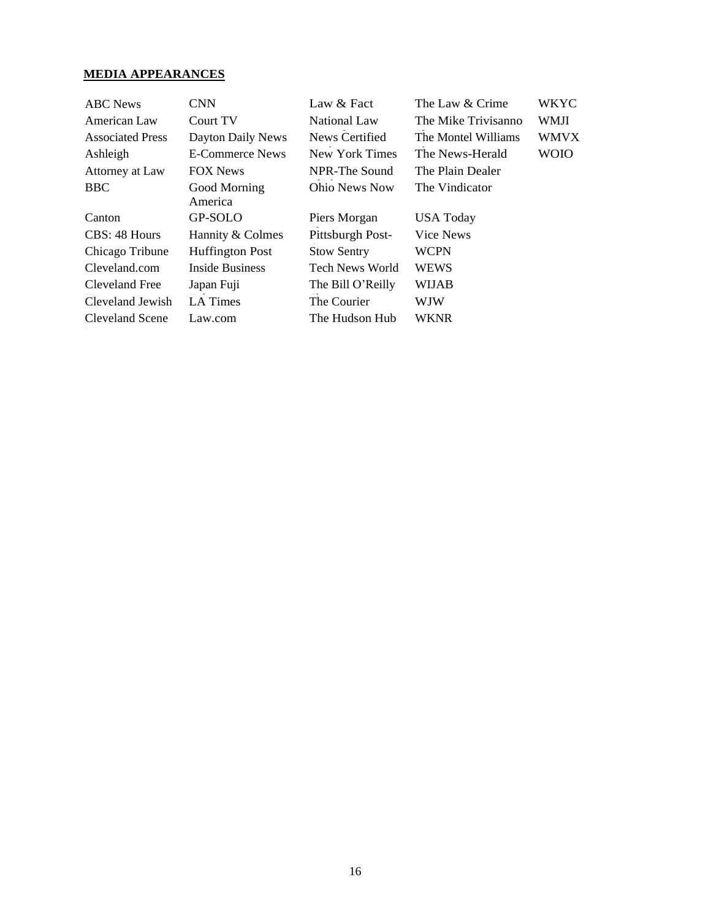**MEDIA APPEARANCES**

| | | | | |
|---|---|---|---|---|
| ABC News | CNN | Law & Fact | The Law & Crime | WKYC |
| American Law | Court TV | National Law | The Mike Trivisanno | WMJI |
| Associated Press | Dayton Daily News | News Certified | The Montel Williams | WMVX |
| Ashleigh | E-Commerce News | New York Times | The News-Herald | WOIO |
| Attorney at Law | FOX News | NPR-The Sound | The Plain Dealer | |
| BBC | Good Morning America | Ohio News Now | The Vindicator | |
| Canton | GP-SOLO | Piers Morgan | USA Today | |
| CBS: 48 Hours | Hannity & Colmes | Pittsburgh Post- | Vice News | |
| Chicago Tribune | Huffington Post | Stow Sentry | WCPN | |
| Cleveland.com | Inside Business | Tech News World | WEWS | |
| Cleveland Free | Japan Fuji | The Bill O'Reilly | WIJAB | |
| Cleveland Jewish | LA Times | The Courier | WJW | |
| Cleveland Scene | Law.com | The Hudson Hub | WKNR | |